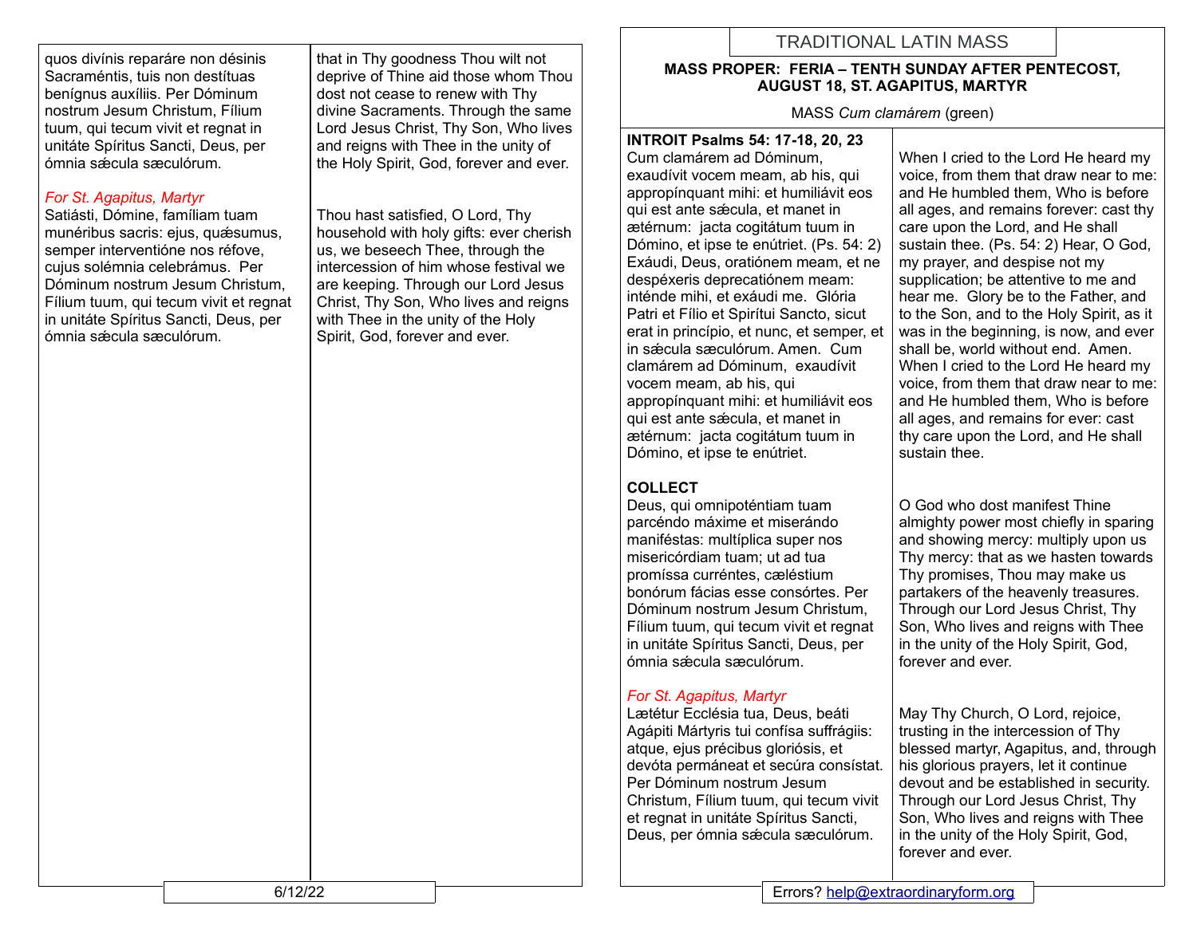quos divínis reparáre non désinis Sacraméntis, tuis non destítuas benígnus auxíliis. Per Dóminum nostrum Jesum Christum, Fílium tuum, qui tecum vivit et regnat in unitáte Spíritus Sancti, Deus, per ómnia sǽcula sæculórum.

that in Thy goodness Thou wilt not deprive of Thine aid those whom Thou dost not cease to renew with Thy divine Sacraments. Through the same Lord Jesus Christ, Thy Son, Who lives and reigns with Thee in the unity of the Holy Spirit, God, forever and ever.

*For St. Agapitus, Martyr*

Satiásti, Dómine, famíliam tuam munéribus sacris: ejus, quǽsumus, semper interventióne nos réfove, cujus solémnia celebrámus. Per Dóminum nostrum Jesum Christum, Fílium tuum, qui tecum vivit et regnat in unitáte Spíritus Sancti, Deus, per ómnia sǽcula sæculórum.

Thou hast satisfied, O Lord, Thy household with holy gifts: ever cherish us, we beseech Thee, through the intercession of him whose festival we are keeping. Through our Lord Jesus Christ, Thy Son, Who lives and reigns with Thee in the unity of the Holy Spirit, God, forever and ever.

6/12/22

# TRADITIONAL LATIN MASS

**MASS PROPER: FERIA – TENTH SUNDAY AFTER PENTECOST, AUGUST 18, ST. AGAPITUS, MARTYR**

MASS *Cum clamárem* (green)

**INTROIT Psalms 54: 17-18, 20, 23**

Cum clamárem ad Dóminum, exaudívit vocem meam, ab his, qui appropínquant mihi: et humiliávit eos qui est ante sǽcula, et manet in ætérnum: jacta cogitátum tuum in Dómino, et ipse te enútriet. (Ps. 54: 2) Exáudi, Deus, oratiónem meam, et ne despéxeris deprecatiónem meam: inténde mihi, et exáudi me. Glória Patri et Fílio et Spirítui Sancto, sicut erat in princípio, et nunc, et semper, et in sǽcula sæculórum. Amen. Cum clamárem ad Dóminum, exaudívit vocem meam, ab his, qui appropínquant mihi: et humiliávit eos qui est ante sǽcula, et manet in ætérnum: jacta cogitátum tuum in Dómino, et ipse te enútriet.

When I cried to the Lord He heard my voice, from them that draw near to me: and He humbled them, Who is before all ages, and remains forever: cast thy care upon the Lord, and He shall sustain thee. (Ps. 54: 2) Hear, O God, my prayer, and despise not my supplication; be attentive to me and hear me. Glory be to the Father, and to the Son, and to the Holy Spirit, as it was in the beginning, is now, and ever shall be, world without end. Amen. When I cried to the Lord He heard my voice, from them that draw near to me: and He humbled them, Who is before all ages, and remains for ever: cast thy care upon the Lord, and He shall sustain thee.

**COLLECT**

Deus, qui omnipoténtiam tuam parcéndo máxime et miserándo manifréstas: multíplica super nos misericórdiam tuam; ut ad tua promíssa curréntes, cæléstium bonórum fácias esse consórtes. Per Dóminum nostrum Jesum Christum, Fílium tuum, qui tecum vivit et regnat in unitáte Spíritus Sancti, Deus, per ómnia sǽcula sæculórum.

O God who dost manifest Thine almighty power most chiefly in sparing and showing mercy: multiply upon us Thy mercy: that as we hasten towards Thy promises, Thou may make us partakers of the heavenly treasures. Through our Lord Jesus Christ, Thy Son, Who lives and reigns with Thee in the unity of the Holy Spirit, God, forever and ever.

*For St. Agapitus, Martyr*

Lætétur Ecclésia tua, Deus, beáti Agápiti Mártyris tui confísa suffrágiis: atque, ejus précibus gloriósis, et devóta permáneat et secúra consístat. Per Dóminum nostrum Jesum Christum, Fílium tuum, qui tecum vivit et regnat in unitáte Spíritus Sancti, Deus, per ómnia sǽcula sæculórum.

May Thy Church, O Lord, rejoice, trusting in the intercession of Thy blessed martyr, Agapitus, and, through his glorious prayers, let it continue devout and be established in security. Through our Lord Jesus Christ, Thy Son, Who lives and reigns with Thee in the unity of the Holy Spirit, God, forever and ever.

Errors? help@extraordinaryform.org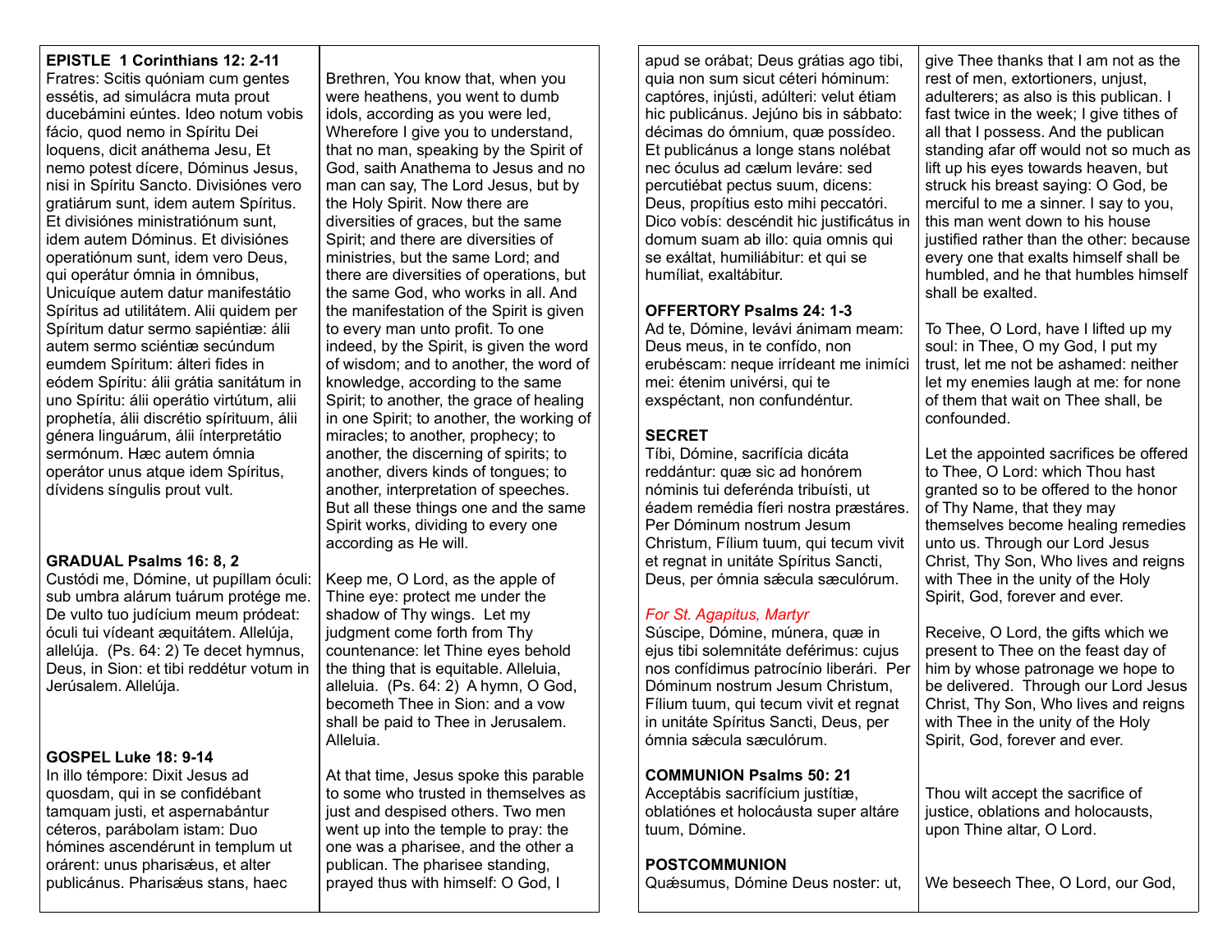**EPISTLE 1 Corinthians 12: 2-11**

Fratres: Scitis quóniam cum gentes essétis, ad simulácra muta prout ducebámini eúntes. Ideo notum vobis fácio, quod nemo in Spíritu Dei loquens, dicit anáthema Jesu, Et nemo potest dícere, Dóminus Jesus, nisi in Spíritu Sancto. Divisiónes vero gratiárum sunt, idem autem Spíritus. Et divisiónes ministratiónum sunt, idem autem Dóminus. Et divisiónes operatiónum sunt, idem vero Deus, qui operátur ómnia in ómnibus, Unicuíque autem datur manifestátio Spíritus ad utilitátem. Alii quidem per Spíritum datur sermo sapiéntiæ: álii autem sermo sciéntiæ secúndum eumdem Spíritum: álteri fides in eódem Spíritu: álii grátia sanitátum in uno Spíritu: álii operátio virtútum, alii prophetía, álii discrétio spírituum, álii génera linguárum, álii ínterpretátio sermónum. Hæc autem ómnia operátor unus atque idem Spíritus, dívidens síngulis prout vult.

Brethren, You know that, when you were heathens, you went to dumb idols, according as you were led, Wherefore I give you to understand, that no man, speaking by the Spirit of God, saith Anathema to Jesus and no man can say, The Lord Jesus, but by the Holy Spirit. Now there are diversities of graces, but the same Spirit; and there are diversities of ministries, but the same Lord; and there are diversities of operations, but the same God, who works in all. And the manifestation of the Spirit is given to every man unto profit. To one indeed, by the Spirit, is given the word of wisdom; and to another, the word of knowledge, according to the same Spirit; to another, the grace of healing in one Spirit; to another, the working of miracles; to another, prophecy; to another, the discerning of spirits; to another, divers kinds of tongues; to another, interpretation of speeches. But all these things one and the same Spirit works, dividing to every one according as He will.

**GRADUAL Psalms 16: 8, 2**

Custódi me, Dómine, ut pupíllam óculi: sub umbra alárum tuárum protége me. De vulto tuo judícium meum pródeat: óculi tui vídeant æquitátem. Allelúja, allelúja. (Ps. 64: 2) Te decet hymnus, Deus, in Sion: et tibi reddétur votum in Jerúsalem. Allelúja.

Keep me, O Lord, as the apple of Thine eye: protect me under the shadow of Thy wings. Let my judgment come forth from Thy countenance: let Thine eyes behold the thing that is equitable. Alleluia, alleluia. (Ps. 64: 2) A hymn, O God, becometh Thee in Sion: and a vow shall be paid to Thee in Jerusalem. Alleluia.

**GOSPEL Luke 18: 9-14**

In illo témpore: Dixit Jesus ad quosdam, qui in se confidébant tamquam justi, et aspernabántur céteros, parábolam istam: Duo hómines ascendérunt in templum ut orárent: unus pharisǽus, et alter publicánus. Pharisǽus stans, haec apud se orábat; Deus grátias ago tibi, quia non sum sicut céteri hóminum: captóres, injústi, adúlteri: velut étiam hic publicánus. Jejúno bis in sábbato: décimas do ómnium, quæ possídeo. Et publicánus a longe stans nolébat nec óculus ad cælum leváre: sed percutiébat pectus suum, dicens: Deus, propítius esto mihi peccatóri. Dico vobís: descéndit hic justificátus in domum suam ab illo: quia omnis qui se exáltat, humiliábitur: et qui se humíliat, exaltábitur.

At that time, Jesus spoke this parable to some who trusted in themselves as just and despised others. Two men went up into the temple to pray: the one was a pharisee, and the other a publican. The pharisee standing, prayed thus with himself: O God, I give Thee thanks that I am not as the rest of men, extortioners, unjust, adulterers; as also is this publican. I fast twice in the week; I give tithes of all that I possess. And the publican standing afar off would not so much as lift up his eyes towards heaven, but struck his breast saying: O God, be merciful to me a sinner. I say to you, this man went down to his house justified rather than the other: because every one that exalts himself shall be humbled, and he that humbles himself shall be exalted.

**OFFERTORY Psalms 24: 1-3**

Ad te, Dómine, levávi ánimam meam: Deus meus, in te confído, non erubéscam: neque irrídeant me inimíci mei: étenim univérsi, qui te exspéctant, non confundéntur.

To Thee, O Lord, have I lifted up my soul: in Thee, O my God, I put my trust, let me not be ashamed: neither let my enemies laugh at me: for none of them that wait on Thee shall, be confounded.

**SECRET**

Tíbi, Dómine, sacrifícia dicáta reddántur: quæ sic ad honórem nóminis tui deferénda tribuísti, ut éadem remédia fíeri nostra præstáres. Per Dóminum nostrum Jesum Christum, Fílium tuum, qui tecum vivit et regnat in unitáte Spíritus Sancti, Deus, per ómnia sǽcula sæculórum.

Let the appointed sacrifices be offered to Thee, O Lord: which Thou hast granted so to be offered to the honor of Thy Name, that they may themselves become healing remedies unto us. Through our Lord Jesus Christ, Thy Son, Who lives and reigns with Thee in the unity of the Holy Spirit, God, forever and ever.

*For St. Agapitus, Martyr*

Súscipe, Dómine, múnera, quæ in ejus tibi solemnitáte deférimus: cujus nos confídimus patrocínio liberári. Per Dóminum nostrum Jesum Christum, Fílium tuum, qui tecum vivit et regnat in unitáte Spíritus Sancti, Deus, per ómnia sǽcula sæculórum.

Receive, O Lord, the gifts which we present to Thee on the feast day of him by whose patronage we hope to be delivered. Through our Lord Jesus Christ, Thy Son, Who lives and reigns with Thee in the unity of the Holy Spirit, God, forever and ever.

**COMMUNION Psalms 50: 21**

Acceptábis sacrifícium justítiæ, oblatiónes et holocáusta super altáre tuum, Dómine.

Thou wilt accept the sacrifice of justice, oblations and holocausts, upon Thine altar, O Lord.

**POSTCOMMUNION**

Quǽsumus, Dómine Deus noster: ut,

We beseech Thee, O Lord, our God,